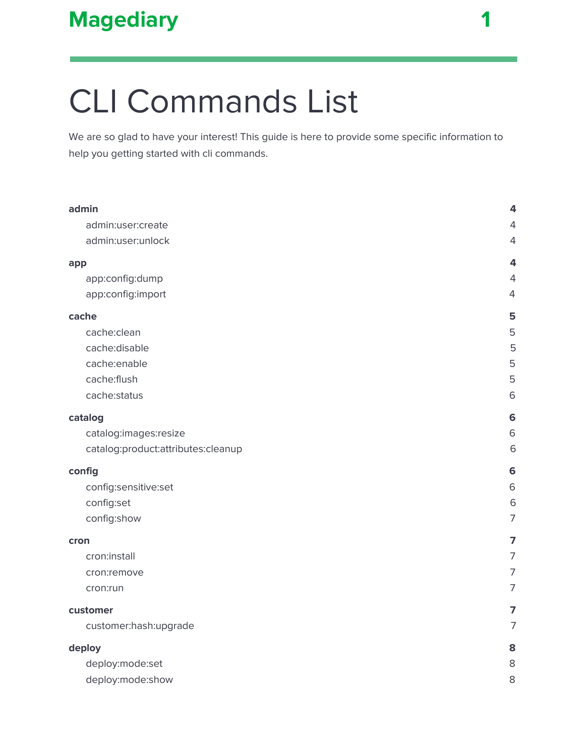# CLI Commands List

We are so glad to have your interest! This guide is here to provide some specific information to help you getting started with cli commands.

**admin** **4**

- admin:user:create 4
- admin:user:unlock 4

**app** **4**

- app:config:dump 4
- app:config:import 4

**cache** **5**

- cache:clean 5
- cache:disable 5
- cache:enable 5
- cache:flush 5
- cache:status 6

**catalog** **6**

- catalog:images:resize 6
- catalog:product:attributes:cleanup 6

**config** **6**

- config:sensitive:set 6
- config:set 6
- config:show 7

**cron** **7**

- cron:install 7
- cron:remove 7
- cron:run 7

**customer** **7**

- customer:hash:upgrade 7

**deploy** **8**

- deploy:mode:set 8
- deploy:mode:show 8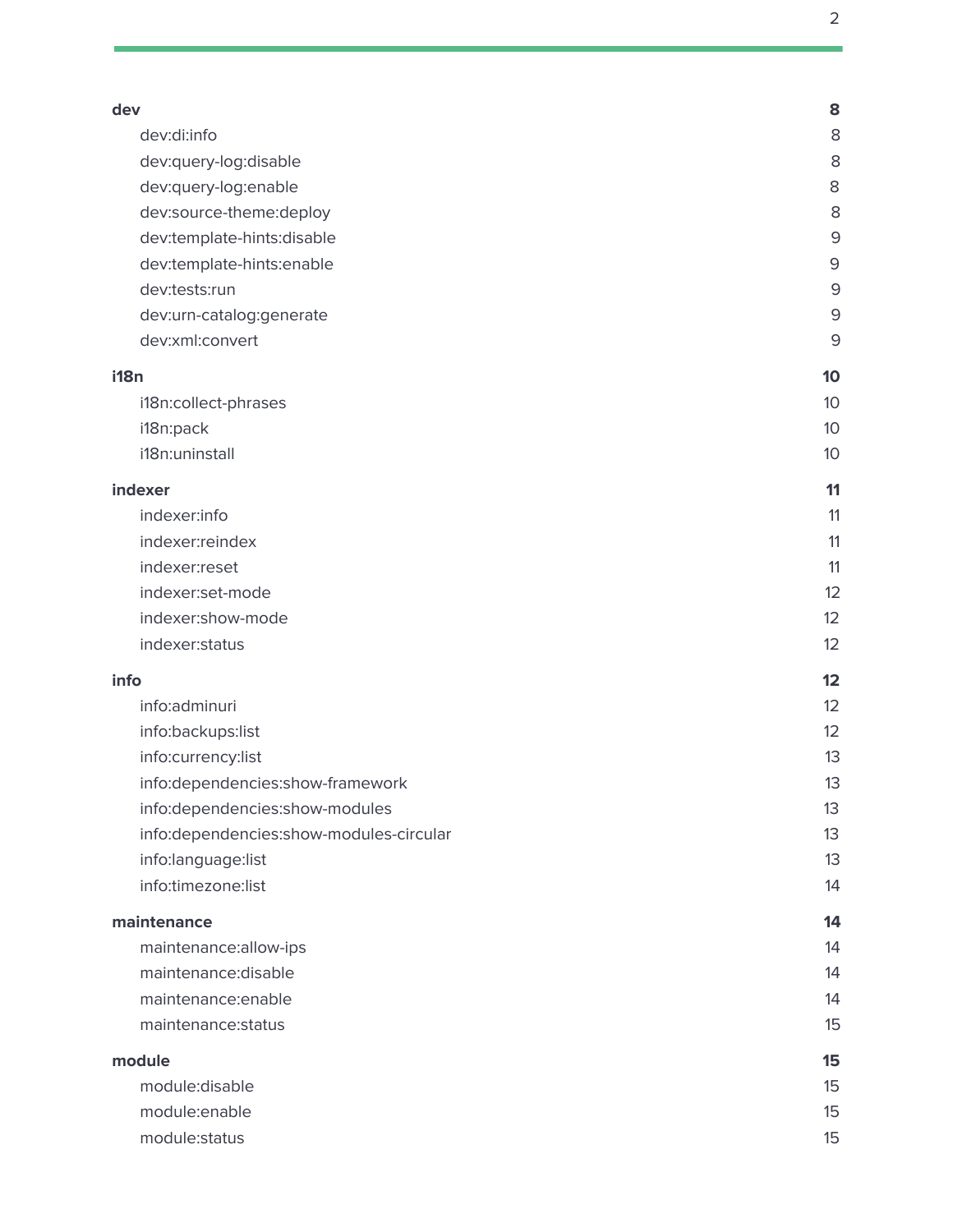| | |
|---|---|
| **dev** | **8** |
| dev:di:info | 8 |
| dev:query-log:disable | 8 |
| dev:query-log:enable | 8 |
| dev:source-theme:deploy | 8 |
| dev:template-hints:disable | 9 |
| dev:template-hints:enable | 9 |
| dev:tests:run | 9 |
| dev:urn-catalog:generate | 9 |
| dev:xml:convert | 9 |
| **i18n** | **10** |
| i18n:collect-phrases | 10 |
| i18n:pack | 10 |
| i18n:uninstall | 10 |
| **indexer** | **11** |
| indexer:info | 11 |
| indexer:reindex | 11 |
| indexer:reset | 11 |
| indexer:set-mode | 12 |
| indexer:show-mode | 12 |
| indexer:status | 12 |
| **info** | **12** |
| info:adminuri | 12 |
| info:backups:list | 12 |
| info:currency:list | 13 |
| info:dependencies:show-framework | 13 |
| info:dependencies:show-modules | 13 |
| info:dependencies:show-modules-circular | 13 |
| info:language:list | 13 |
| info:timezone:list | 14 |
| **maintenance** | **14** |
| maintenance:allow-ips | 14 |
| maintenance:disable | 14 |
| maintenance:enable | 14 |
| maintenance:status | 15 |
| **module** | **15** |
| module:disable | 15 |
| module:enable | 15 |
| module:status | 15 |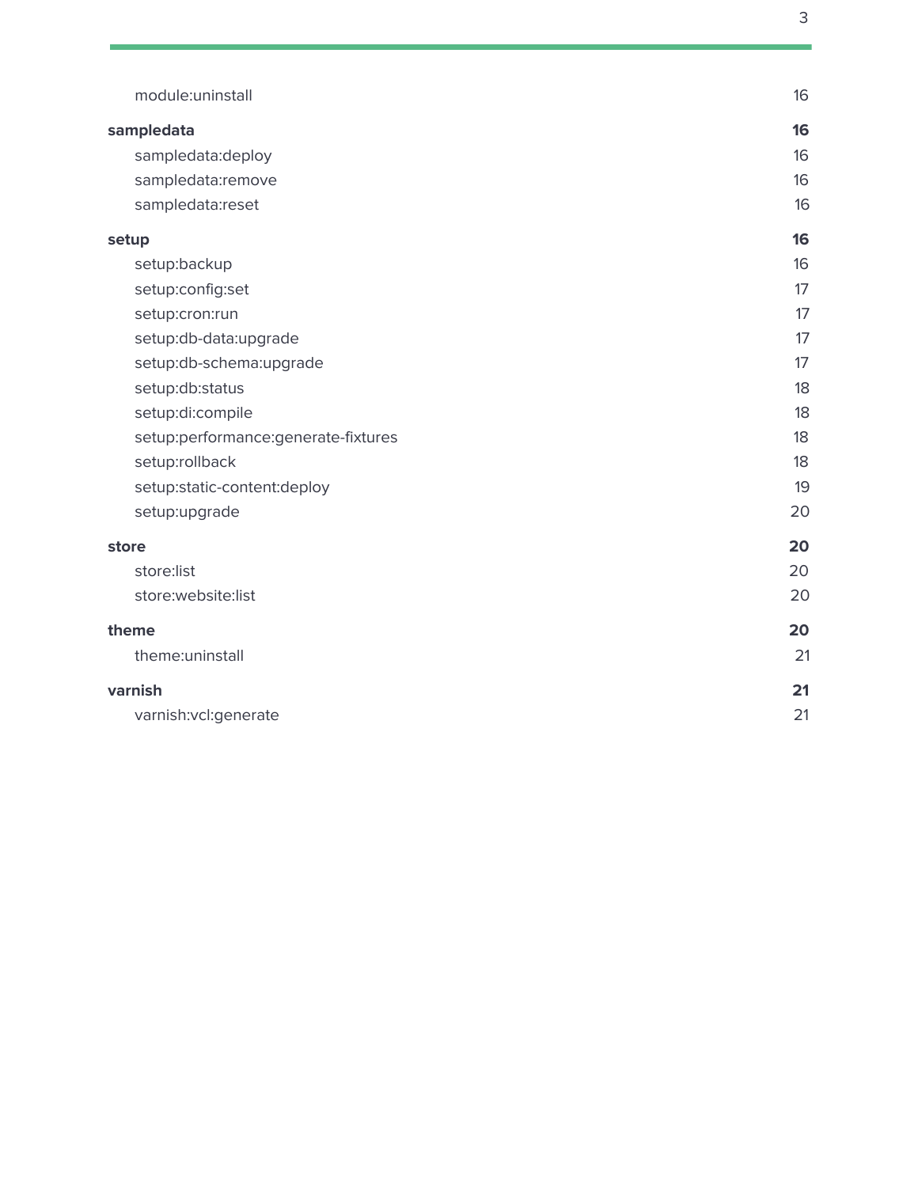module:uninstall 16

**sampledata** **16**

sampledata:deploy 16

sampledata:remove 16

sampledata:reset 16

**setup** **16**

setup:backup 16

setup:config:set 17

setup:cron:run 17

setup:db-data:upgrade 17

setup:db-schema:upgrade 17

setup:db:status 18

setup:di:compile 18

setup:performance:generate-fixtures 18

setup:rollback 18

setup:static-content:deploy 19

setup:upgrade 20

**store** **20**

store:list 20

store:website:list 20

**theme** **20**

theme:uninstall 21

**varnish** **21**

varnish:vcl:generate 21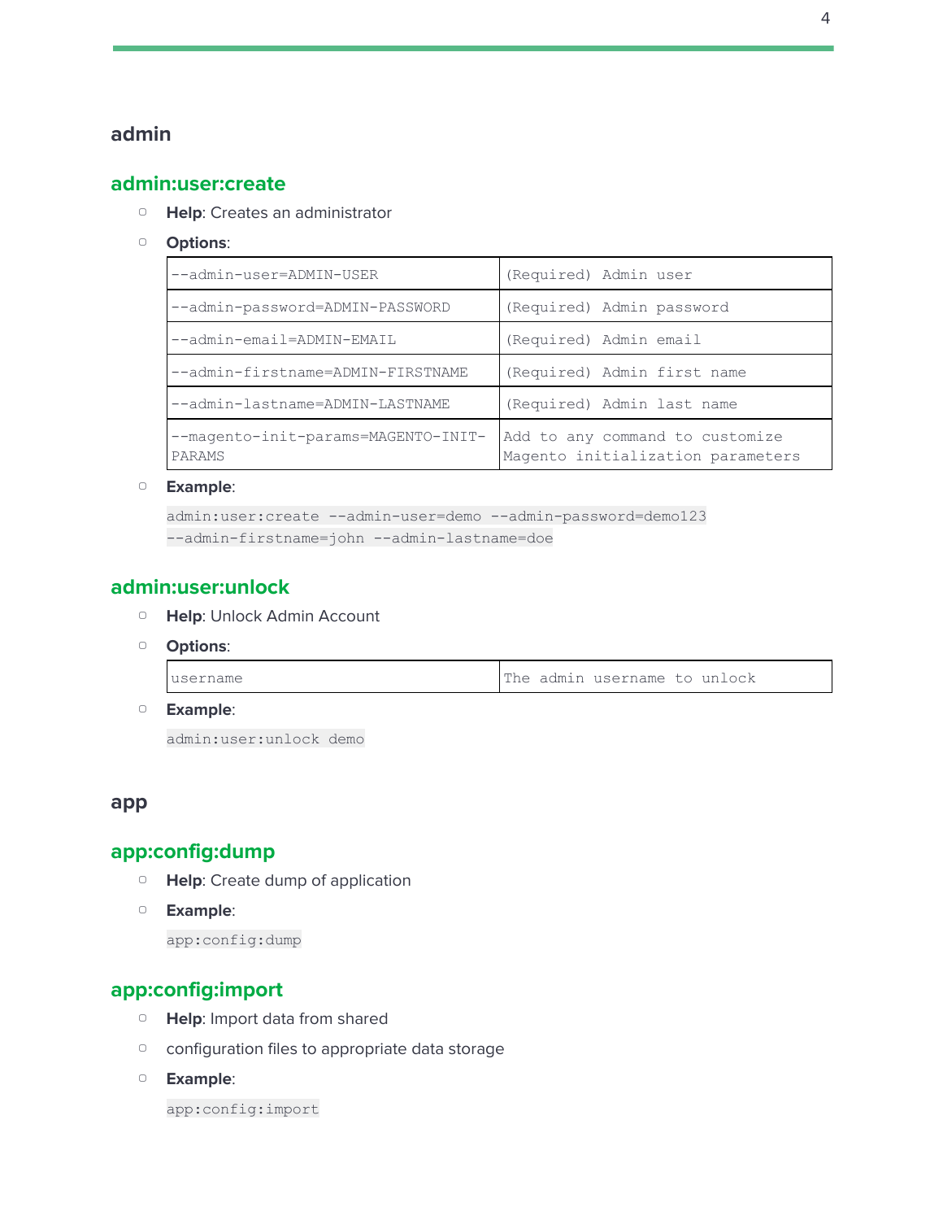## admin

### admin:user:create

- **Help**: Creates an administrator
- **Options**:

| | |
|---|---|
| --admin-user=ADMIN-USER | (Required) Admin user |
| --admin-password=ADMIN-PASSWORD | (Required) Admin password |
| --admin-email=ADMIN-EMAIL | (Required) Admin email |
| --admin-firstname=ADMIN-FIRSTNAME | (Required) Admin first name |
| --admin-lastname=ADMIN-LASTNAME | (Required) Admin last name |
| --magento-init-params=MAGENTO-INIT-PARAMS | Add to any command to customize Magento initialization parameters |

- **Example**:

```
admin:user:create --admin-user=demo --admin-password=demo123
--admin-firstname=john --admin-lastname=doe
```

### admin:user:unlock

- **Help**: Unlock Admin Account
- **Options**:

| | |
|---|---|
| username | The admin username to unlock |

- **Example**:

```
admin:user:unlock demo
```

## app

### app:config:dump

- **Help**: Create dump of application
- **Example**:

```
app:config:dump
```

### app:config:import

- **Help**: Import data from shared
- configuration files to appropriate data storage
- **Example**:

```
app:config:import
```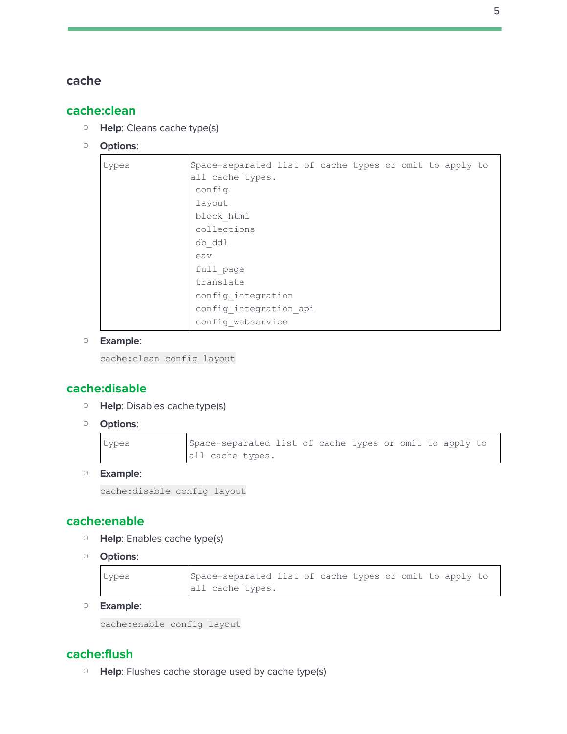## cache

### cache:clean

- **Help**: Cleans cache type(s)
- **Options**:

| types | Space-separated list of cache types or omit to apply to all cache types.<br>config<br>layout<br>block_html<br>collections<br>db_ddl<br>eav<br>full_page<br>translate<br>config_integration<br>config_integration_api<br>config_webservice |
|---|---|

- **Example**:

```
cache:clean config layout
```

### cache:disable

- **Help**: Disables cache type(s)
- **Options**:

| types | Space-separated list of cache types or omit to apply to all cache types. |
|---|---|

- **Example**:

```
cache:disable config layout
```

### cache:enable

- **Help**: Enables cache type(s)
- **Options**:

| types | Space-separated list of cache types or omit to apply to all cache types. |
|---|---|

- **Example**:

```
cache:enable config layout
```

### cache:flush

- **Help**: Flushes cache storage used by cache type(s)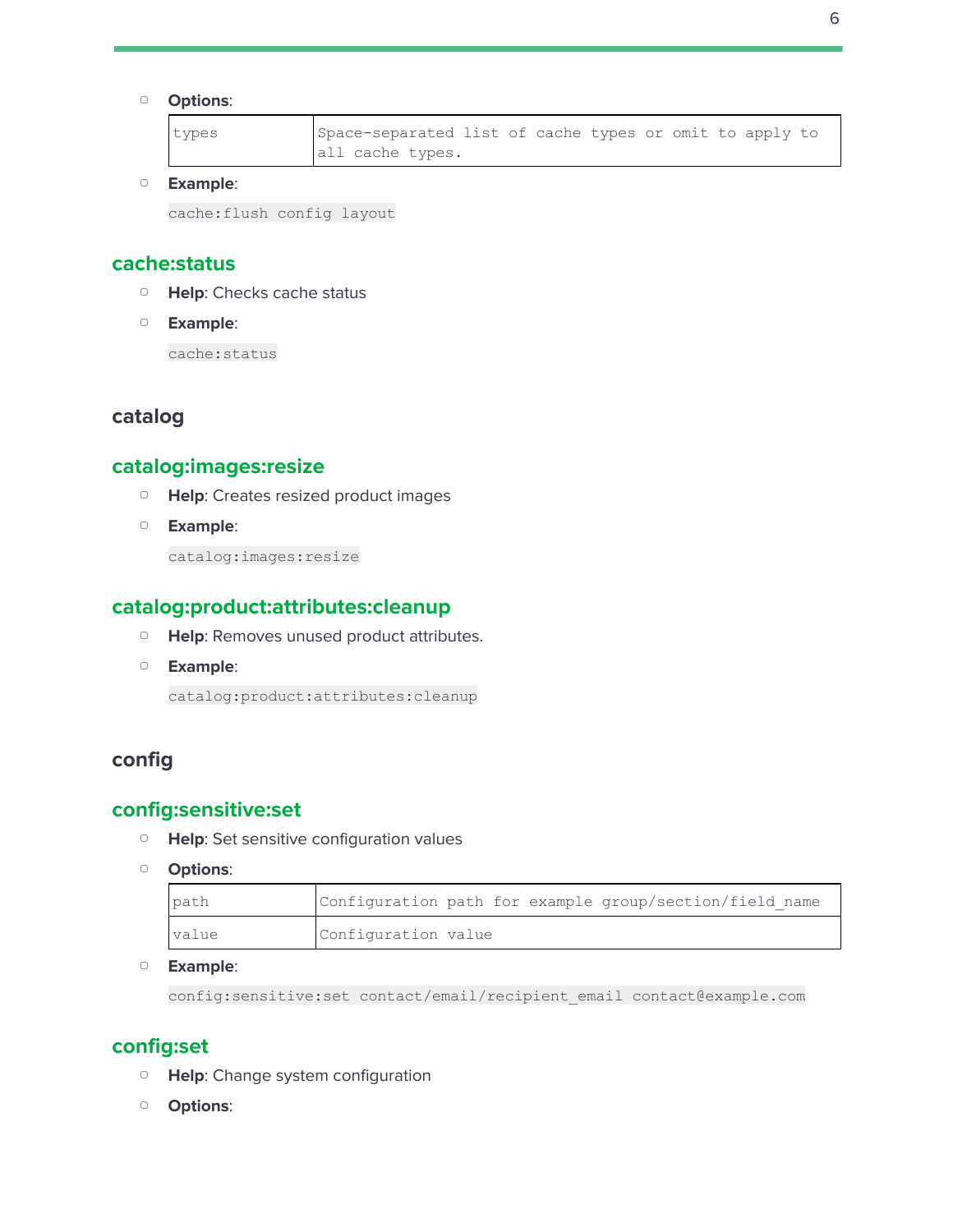- **Options**:

| types | Space-separated list of cache types or omit to apply to all cache types. |
|---|---|

- **Example**:

```
cache:flush config layout
```

### cache:status

- **Help**: Checks cache status
- **Example**:

```
cache:status
```

## catalog

### catalog:images:resize

- **Help**: Creates resized product images
- **Example**:

```
catalog:images:resize
```

### catalog:product:attributes:cleanup

- **Help**: Removes unused product attributes.
- **Example**:

```
catalog:product:attributes:cleanup
```

## config

### config:sensitive:set

- **Help**: Set sensitive configuration values
- **Options**:

| path | Configuration path for example group/section/field_name |
|---|---|
| value | Configuration value |

- **Example**:

```
config:sensitive:set contact/email/recipient_email contact@example.com
```

### config:set

- **Help**: Change system configuration
- **Options**: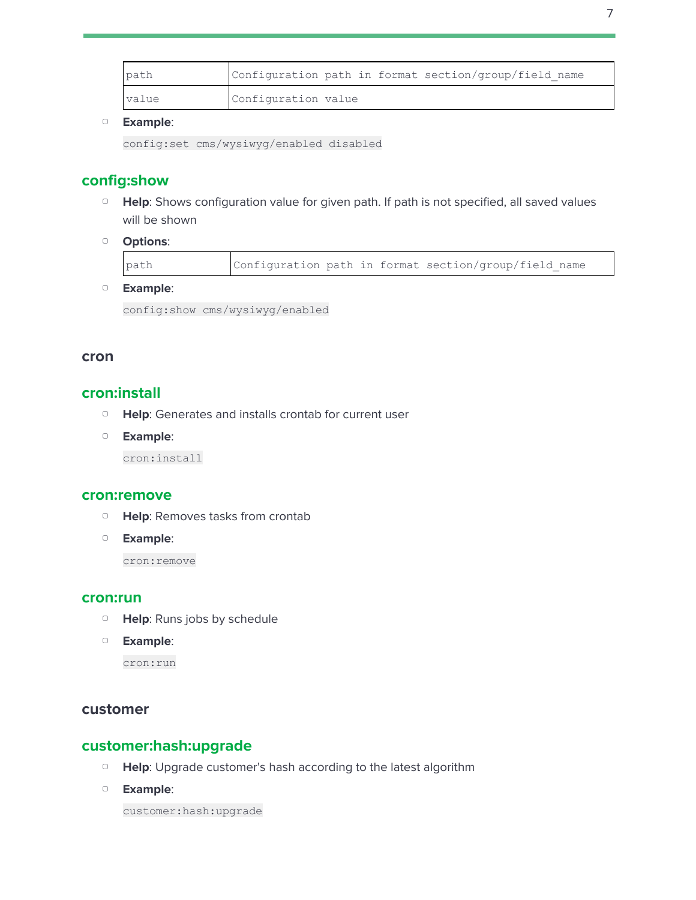| path | Configuration path in format section/group/field_name |
| --- | --- |
| value | Configuration value |

- **Example**:

```
config:set cms/wysiwyg/enabled disabled
```

### config:show

- **Help**: Shows configuration value for given path. If path is not specified, all saved values will be shown
- **Options**:

| path | Configuration path in format section/group/field_name |
| --- | --- |

- **Example**:

```
config:show cms/wysiwyg/enabled
```

## cron

### cron:install

- **Help**: Generates and installs crontab for current user
- **Example**:

```
cron:install
```

### cron:remove

- **Help**: Removes tasks from crontab
- **Example**:

```
cron:remove
```

### cron:run

- **Help**: Runs jobs by schedule
- **Example**:

```
cron:run
```

## customer

### customer:hash:upgrade

- **Help**: Upgrade customer's hash according to the latest algorithm
- **Example**:

```
customer:hash:upgrade
```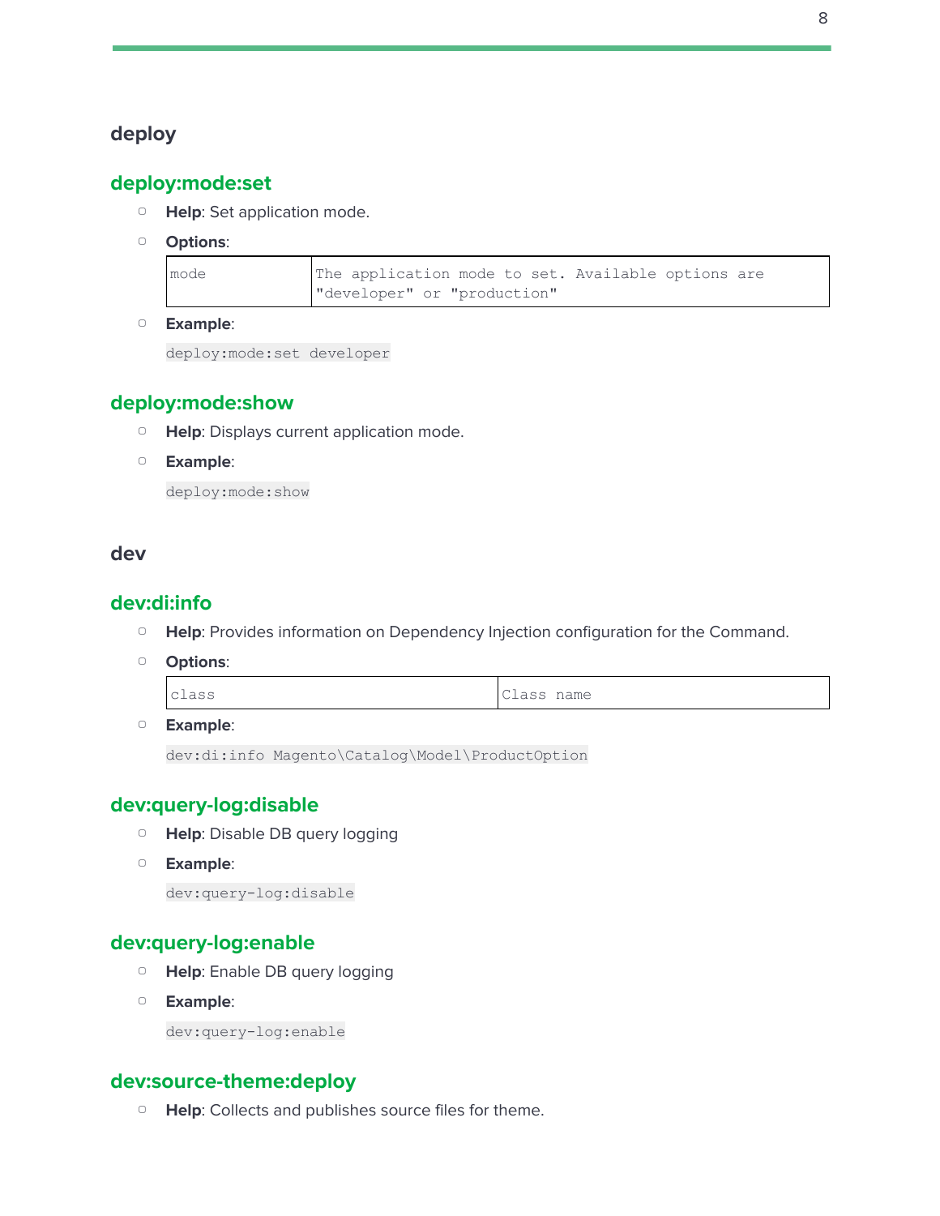## deploy

### deploy:mode:set

- **Help**: Set application mode.
- **Options**:

| | |
|---|---|
| mode | The application mode to set. Available options are "developer" or "production" |

- **Example**:

```
deploy:mode:set developer
```

### deploy:mode:show

- **Help**: Displays current application mode.
- **Example**:

```
deploy:mode:show
```

## dev

### dev:di:info

- **Help**: Provides information on Dependency Injection configuration for the Command.
- **Options**:

| | |
|---|---|
| class | Class name |

- **Example**:

```
dev:di:info Magento\Catalog\Model\ProductOption
```

### dev:query-log:disable

- **Help**: Disable DB query logging
- **Example**:

```
dev:query-log:disable
```

### dev:query-log:enable

- **Help**: Enable DB query logging
- **Example**:

```
dev:query-log:enable
```

### dev:source-theme:deploy

- **Help**: Collects and publishes source files for theme.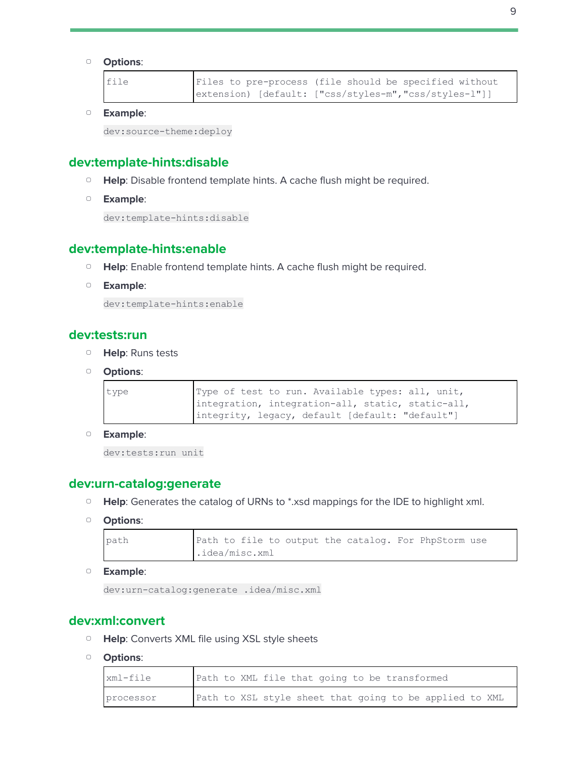- **Options**:

| file | Files to pre-process (file should be specified without extension) [default: ["css/styles-m","css/styles-l"]] |
|---|---|

- **Example**:

  `dev:source-theme:deploy`

## dev:template-hints:disable

- **Help**: Disable frontend template hints. A cache flush might be required.
- **Example**:

  `dev:template-hints:disable`

## dev:template-hints:enable

- **Help**: Enable frontend template hints. A cache flush might be required.
- **Example**:

  `dev:template-hints:enable`

## dev:tests:run

- **Help**: Runs tests
- **Options**:

| type | Type of test to run. Available types: all, unit, integration, integration-all, static, static-all, integrity, legacy, default [default: "default"] |
|---|---|

- **Example**:

  `dev:tests:run unit`

## dev:urn-catalog:generate

- **Help**: Generates the catalog of URNs to *.xsd mappings for the IDE to highlight xml.
- **Options**:

| path | Path to file to output the catalog. For PhpStorm use .idea/misc.xml |
|---|---|

- **Example**:

  `dev:urn-catalog:generate .idea/misc.xml`

## dev:xml:convert

- **Help**: Converts XML file using XSL style sheets
- **Options**:

| xml-file | Path to XML file that going to be transformed |
|---|---|
| processor | Path to XSL style sheet that going to be applied to XML |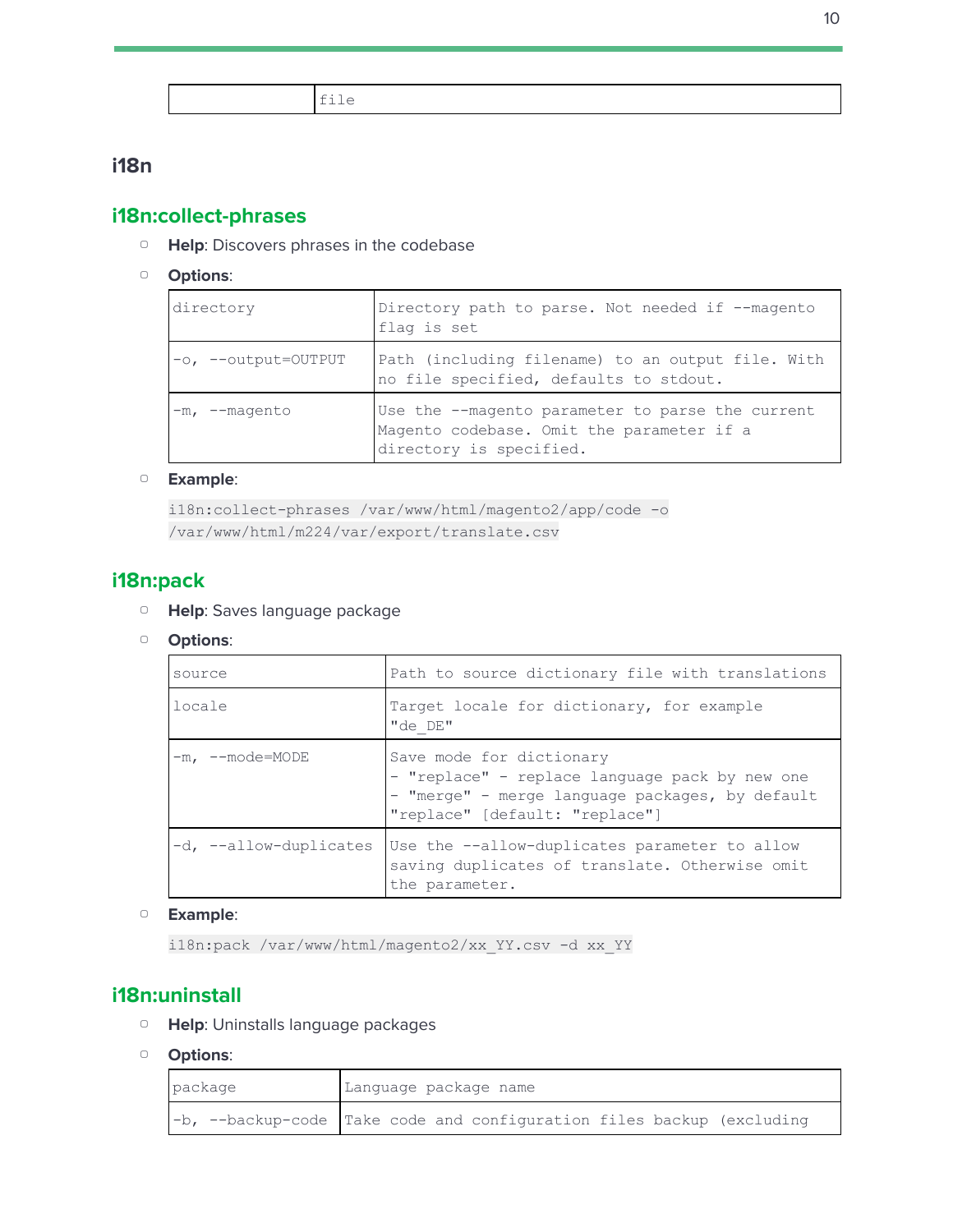| | file |
|---|---|

## i18n

### i18n:collect-phrases

- **Help**: Discovers phrases in the codebase
- **Options**:

| directory | Directory path to parse. Not needed if --magento flag is set |
|---|---|
| -o, --output=OUTPUT | Path (including filename) to an output file. With no file specified, defaults to stdout. |
| -m, --magento | Use the --magento parameter to parse the current Magento codebase. Omit the parameter if a directory is specified. |

- **Example**:

```
i18n:collect-phrases /var/www/html/magento2/app/code -o /var/www/html/m224/var/export/translate.csv
```

### i18n:pack

- **Help**: Saves language package
- **Options**:

| source | Path to source dictionary file with translations |
|---|---|
| locale | Target locale for dictionary, for example "de_DE" |
| -m, --mode=MODE | Save mode for dictionary<br>- "replace" - replace language pack by new one<br>- "merge" - merge language packages, by default "replace" [default: "replace"] |
| -d, --allow-duplicates | Use the --allow-duplicates parameter to allow saving duplicates of translate. Otherwise omit the parameter. |

- **Example**:

```
i18n:pack /var/www/html/magento2/xx_YY.csv -d xx_YY
```

### i18n:uninstall

- **Help**: Uninstalls language packages
- **Options**:

| package | Language package name |
|---|---|
| -b, --backup-code | Take code and configuration files backup (excluding |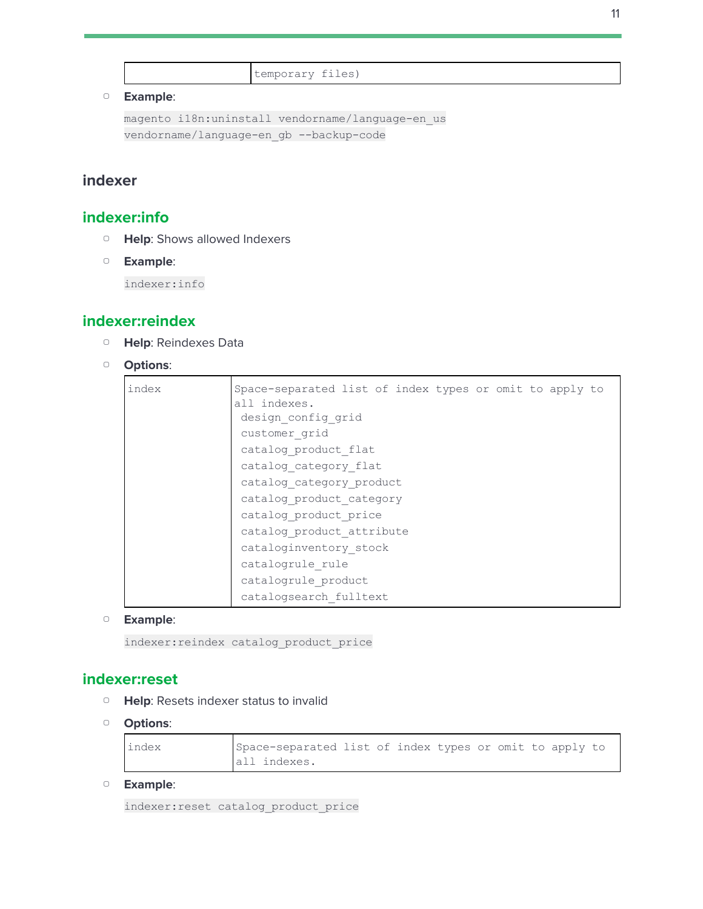|  | temporary files) |
|---|---|

- **Example**:

```
magento i18n:uninstall vendorname/language-en_us
vendorname/language-en_gb --backup-code
```

## indexer

### indexer:info

- **Help**: Shows allowed Indexers
- **Example**:

```
indexer:info
```

### indexer:reindex

- **Help**: Reindexes Data
- **Options**:

| index | Space-separated list of index types or omit to apply to all indexes.<br>design_config_grid<br>customer_grid<br>catalog_product_flat<br>catalog_category_flat<br>catalog_category_product<br>catalog_product_category<br>catalog_product_price<br>catalog_product_attribute<br>cataloginventory_stock<br>catalogrule_rule<br>catalogrule_product<br>catalogsearch_fulltext |
|---|---|

- **Example**:

```
indexer:reindex catalog_product_price
```

### indexer:reset

- **Help**: Resets indexer status to invalid
- **Options**:

| index | Space-separated list of index types or omit to apply to all indexes. |
|---|---|

- **Example**:

```
indexer:reset catalog_product_price
```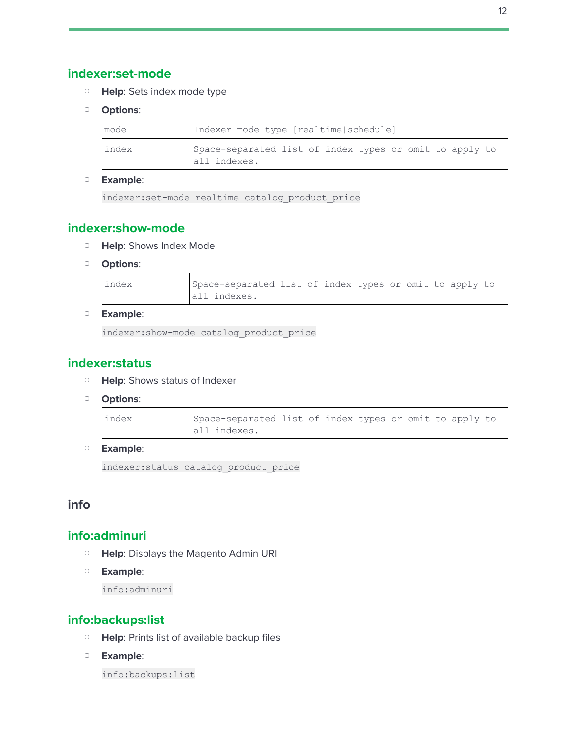## indexer:set-mode

- **Help**: Sets index mode type
- **Options**:

| mode | Indexer mode type [realtime|schedule] |
|---|---|
| index | Space-separated list of index types or omit to apply to all indexes. |

- **Example**:

```
indexer:set-mode realtime catalog_product_price
```

## indexer:show-mode

- **Help**: Shows Index Mode
- **Options**:

| index | Space-separated list of index types or omit to apply to all indexes. |
|---|---|

- **Example**:

```
indexer:show-mode catalog_product_price
```

## indexer:status

- **Help**: Shows status of Indexer
- **Options**:

| index | Space-separated list of index types or omit to apply to all indexes. |
|---|---|

- **Example**:

```
indexer:status catalog_product_price
```

# info

## info:adminuri

- **Help**: Displays the Magento Admin URI
- **Example**:

```
info:adminuri
```

## info:backups:list

- **Help**: Prints list of available backup files
- **Example**:

```
info:backups:list
```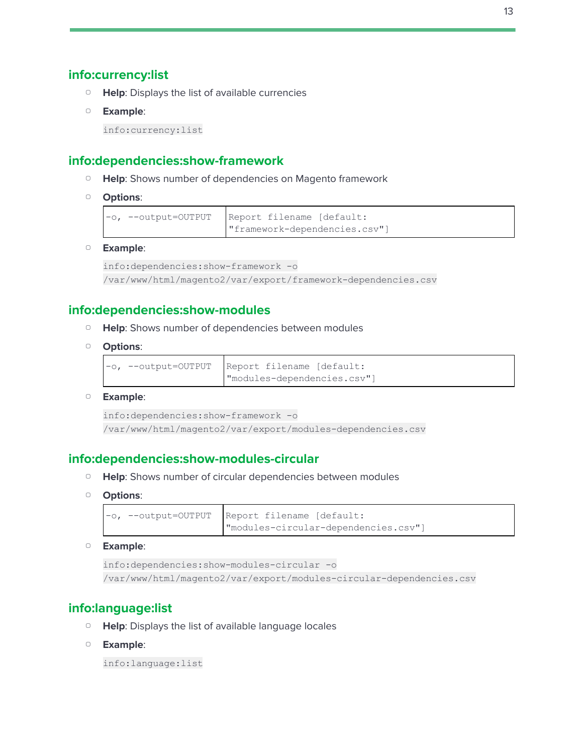## info:currency:list

- **Help**: Displays the list of available currencies
- **Example**:

```
info:currency:list
```

## info:dependencies:show-framework

- **Help**: Shows number of dependencies on Magento framework
- **Options**:

| | |
|---|---|
| -o, --output=OUTPUT | Report filename [default: "framework-dependencies.csv"] |

- **Example**:

```
info:dependencies:show-framework -o
/var/www/html/magento2/var/export/framework-dependencies.csv
```

## info:dependencies:show-modules

- **Help**: Shows number of dependencies between modules
- **Options**:

| | |
|---|---|
| -o, --output=OUTPUT | Report filename [default: "modules-dependencies.csv"] |

- **Example**:

```
info:dependencies:show-framework -o
/var/www/html/magento2/var/export/modules-dependencies.csv
```

## info:dependencies:show-modules-circular

- **Help**: Shows number of circular dependencies between modules
- **Options**:

| | |
|---|---|
| -o, --output=OUTPUT | Report filename [default: "modules-circular-dependencies.csv"] |

- **Example**:

```
info:dependencies:show-modules-circular -o
/var/www/html/magento2/var/export/modules-circular-dependencies.csv
```

## info:language:list

- **Help**: Displays the list of available language locales
- **Example**:

```
info:language:list
```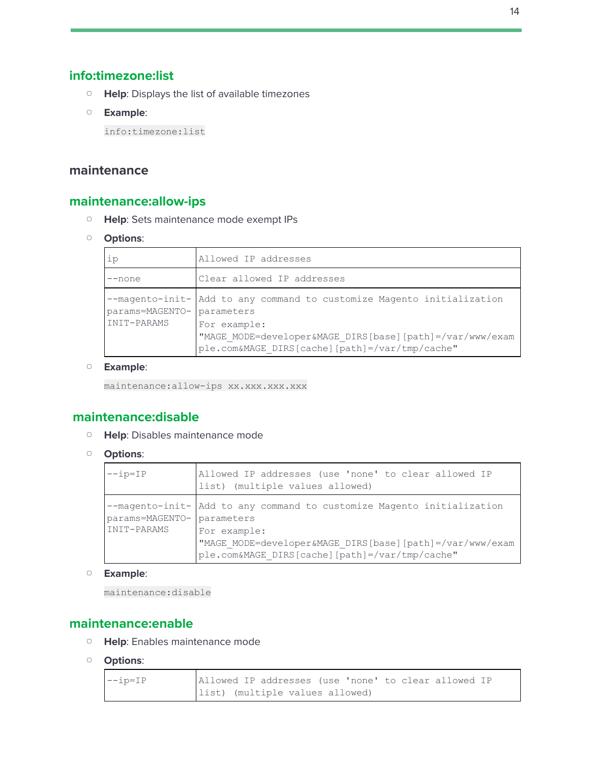### info:timezone:list

- **Help**: Displays the list of available timezones
- **Example**:

```
info:timezone:list
```

## maintenance

### maintenance:allow-ips

- **Help**: Sets maintenance mode exempt IPs
- **Options**:

| | |
|---|---|
| ip | Allowed IP addresses |
| --none | Clear allowed IP addresses |
| --magento-init-params=MAGENTO-INIT-PARAMS | Add to any command to customize Magento initialization parameters<br>For example: "MAGE_MODE=developer&MAGE_DIRS[base][path]=/var/www/example.com&MAGE_DIRS[cache][path]=/var/tmp/cache" |

- **Example**:

```
maintenance:allow-ips xx.xxx.xxx.xxx
```

### maintenance:disable

- **Help**: Disables maintenance mode
- **Options**:

| | |
|---|---|
| --ip=IP | Allowed IP addresses (use 'none' to clear allowed IP list) (multiple values allowed) |
| --magento-init-params=MAGENTO-INIT-PARAMS | Add to any command to customize Magento initialization parameters<br>For example: "MAGE_MODE=developer&MAGE_DIRS[base][path]=/var/www/example.com&MAGE_DIRS[cache][path]=/var/tmp/cache" |

- **Example**:

```
maintenance:disable
```

### maintenance:enable

- **Help**: Enables maintenance mode
- **Options**:

| | |
|---|---|
| --ip=IP | Allowed IP addresses (use 'none' to clear allowed IP list) (multiple values allowed) |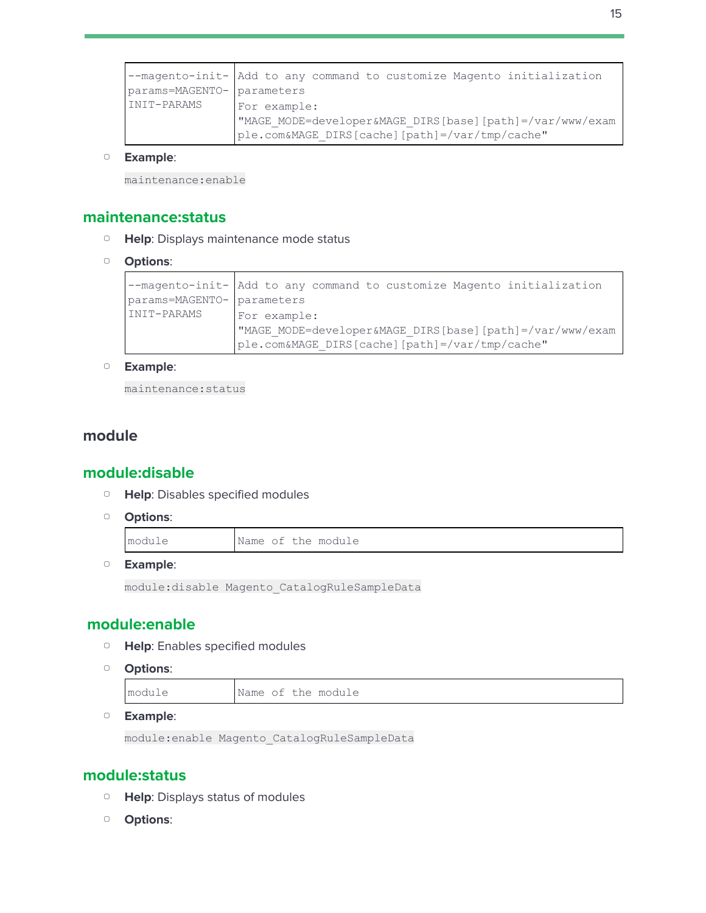| --magento-init-params=MAGENTO-INIT-PARAMS | Add to any command to customize Magento initialization parameters<br>For example:<br>"MAGE_MODE=developer&MAGE_DIRS[base][path]=/var/www/example.com&MAGE_DIRS[cache][path]=/var/tmp/cache" |
|---|---|

- **Example**:

  `maintenance:enable`

## maintenance:status

- **Help**: Displays maintenance mode status
- **Options**:

| --magento-init-params=MAGENTO-INIT-PARAMS | Add to any command to customize Magento initialization parameters<br>For example:<br>"MAGE_MODE=developer&MAGE_DIRS[base][path]=/var/www/example.com&MAGE_DIRS[cache][path]=/var/tmp/cache" |
|---|---|

- **Example**:

  `maintenance:status`

# module

## module:disable

- **Help**: Disables specified modules
- **Options**:

| module | Name of the module |
|---|---|

- **Example**:

  `module:disable Magento_CatalogRuleSampleData`

## module:enable

- **Help**: Enables specified modules
- **Options**:

| module | Name of the module |
|---|---|

- **Example**:

  `module:enable Magento_CatalogRuleSampleData`

## module:status

- **Help**: Displays status of modules
- **Options**: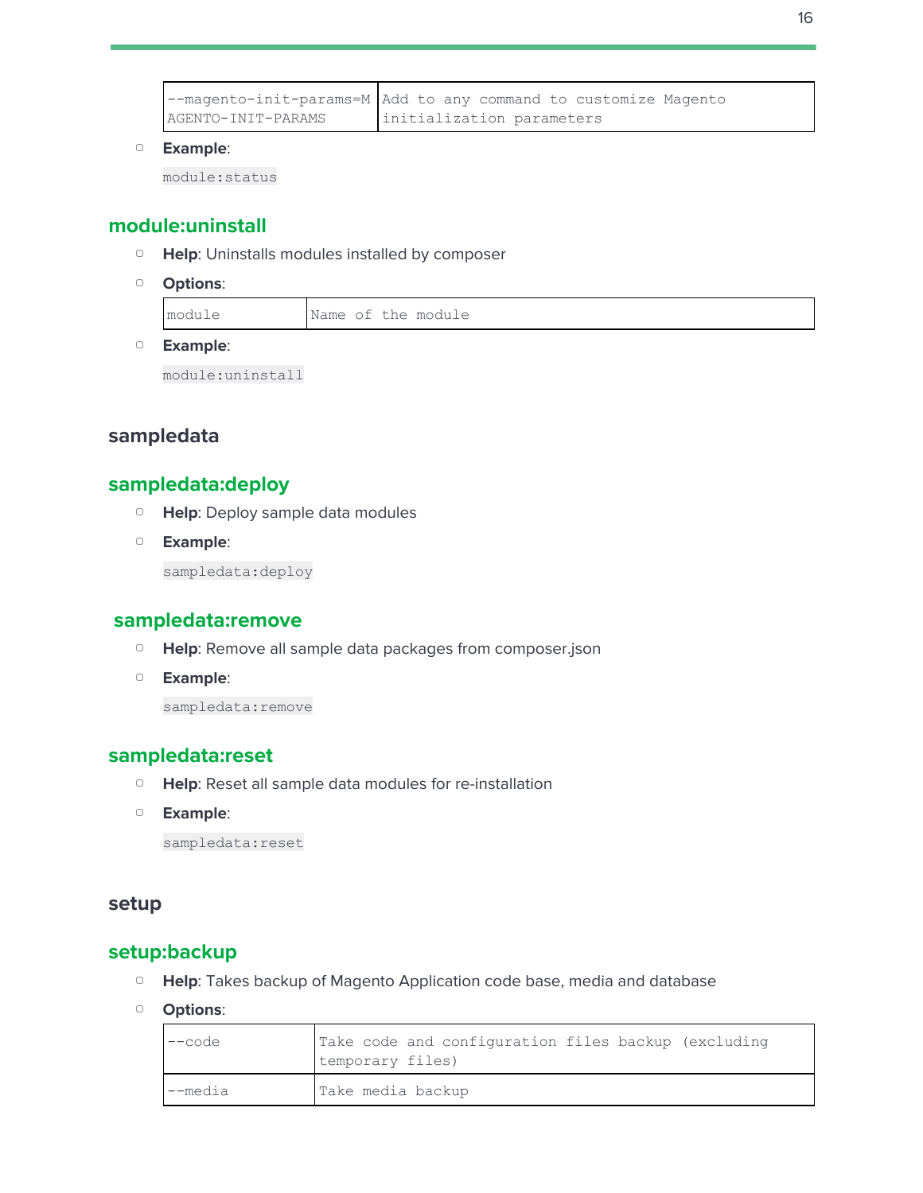| --magento-init-params=MAGENTO-INIT-PARAMS | Add to any command to customize Magento initialization parameters |
|---|---|

- **Example**:

  `module:status`

### module:uninstall

- **Help**: Uninstalls modules installed by composer
- **Options**:

| module | Name of the module |
|---|---|

- **Example**:

  `module:uninstall`

## sampledata

### sampledata:deploy

- **Help**: Deploy sample data modules
- **Example**:

  `sampledata:deploy`

### sampledata:remove

- **Help**: Remove all sample data packages from composer.json
- **Example**:

  `sampledata:remove`

### sampledata:reset

- **Help**: Reset all sample data modules for re-installation
- **Example**:

  `sampledata:reset`

## setup

### setup:backup

- **Help**: Takes backup of Magento Application code base, media and database
- **Options**:

| --code | Take code and configuration files backup (excluding temporary files) |
|---|---|
| --media | Take media backup |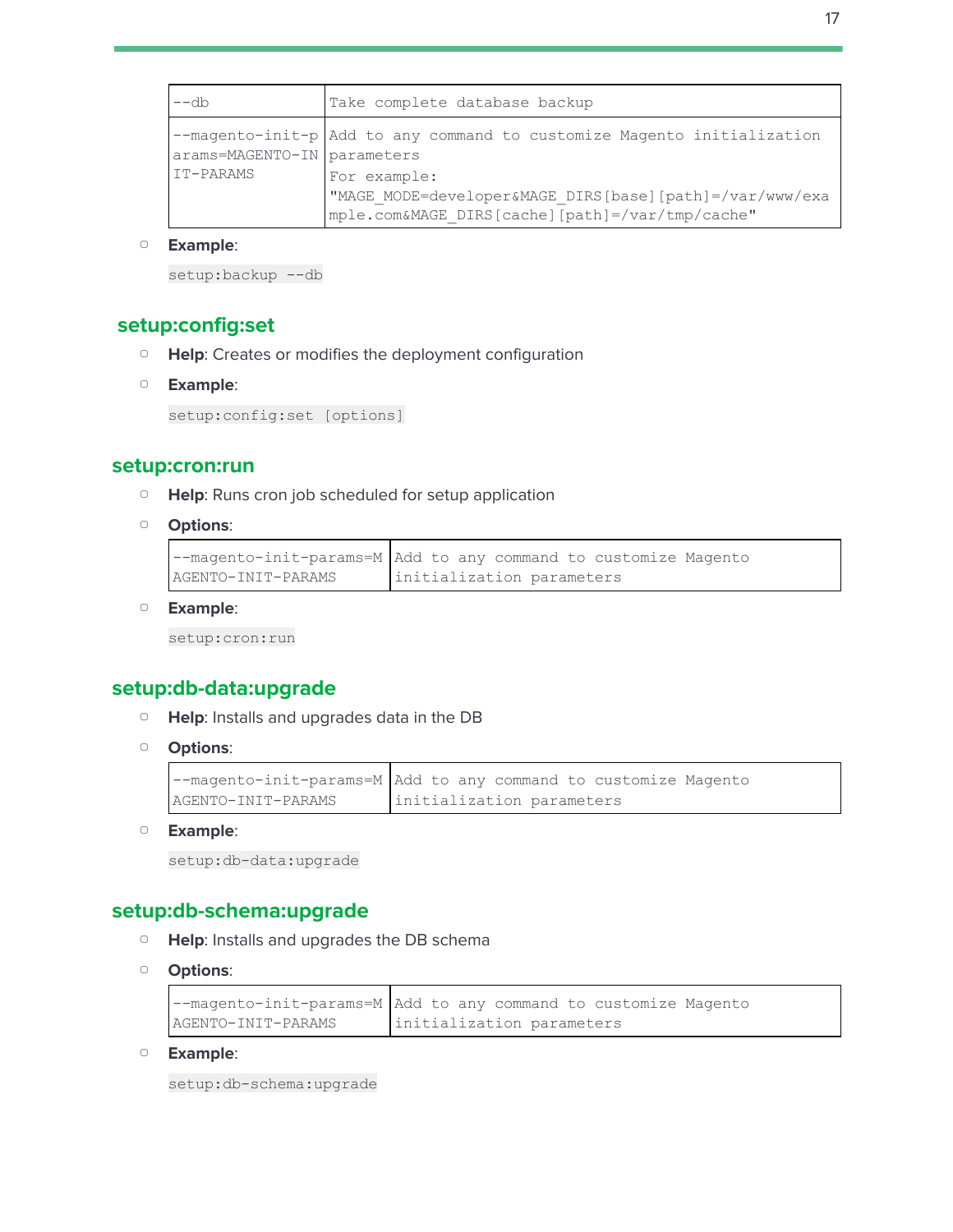| --db | Take complete database backup |
| --- | --- |
| --magento-init-params=MAGENTO-INIT-PARAMS | Add to any command to customize Magento initialization parameters<br>For example: "MAGE_MODE=developer&MAGE_DIRS[base][path]=/var/www/example.com&MAGE_DIRS[cache][path]=/var/tmp/cache" |

- **Example**:

```
setup:backup --db
```

## setup:config:set

- **Help**: Creates or modifies the deployment configuration
- **Example**:

```
setup:config:set [options]
```

## setup:cron:run

- **Help**: Runs cron job scheduled for setup application
- **Options**:

| --magento-init-params=MAGENTO-INIT-PARAMS | Add to any command to customize Magento initialization parameters |
| --- | --- |

- **Example**:

```
setup:cron:run
```

## setup:db-data:upgrade

- **Help**: Installs and upgrades data in the DB
- **Options**:

| --magento-init-params=MAGENTO-INIT-PARAMS | Add to any command to customize Magento initialization parameters |
| --- | --- |

- **Example**:

```
setup:db-data:upgrade
```

## setup:db-schema:upgrade

- **Help**: Installs and upgrades the DB schema
- **Options**:

| --magento-init-params=MAGENTO-INIT-PARAMS | Add to any command to customize Magento initialization parameters |
| --- | --- |

- **Example**:

```
setup:db-schema:upgrade
```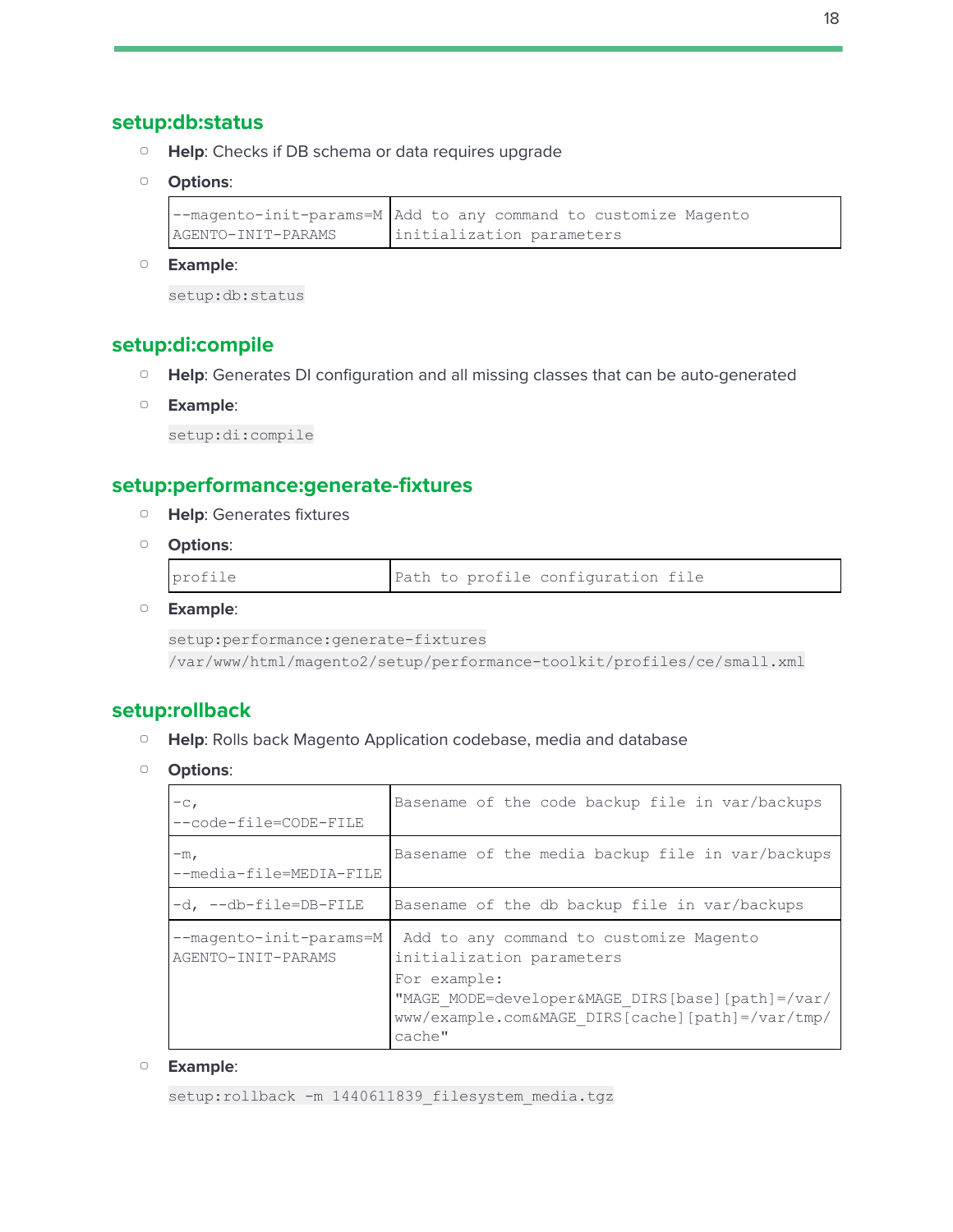## setup:db:status

- **Help**: Checks if DB schema or data requires upgrade
- **Options**:

| | |
|---|---|
| --magento-init-params=MAGENTO-INIT-PARAMS | Add to any command to customize Magento initialization parameters |

- **Example**:

```
setup:db:status
```

## setup:di:compile

- **Help**: Generates DI configuration and all missing classes that can be auto-generated
- **Example**:

```
setup:di:compile
```

## setup:performance:generate-fixtures

- **Help**: Generates fixtures
- **Options**:

| | |
|---|---|
| profile | Path to profile configuration file |

- **Example**:

```
setup:performance:generate-fixtures
/var/www/html/magento2/setup/performance-toolkit/profiles/ce/small.xml
```

## setup:rollback

- **Help**: Rolls back Magento Application codebase, media and database
- **Options**:

| | |
|---|---|
| -c, --code-file=CODE-FILE | Basename of the code backup file in var/backups |
| -m, --media-file=MEDIA-FILE | Basename of the media backup file in var/backups |
| -d, --db-file=DB-FILE | Basename of the db backup file in var/backups |
| --magento-init-params=MAGENTO-INIT-PARAMS | Add to any command to customize Magento initialization parameters For example: "MAGE_MODE=developer&MAGE_DIRS[base][path]=/var/www/example.com&MAGE_DIRS[cache][path]=/var/tmp/cache" |

- **Example**:

```
setup:rollback -m 1440611839_filesystem_media.tgz
```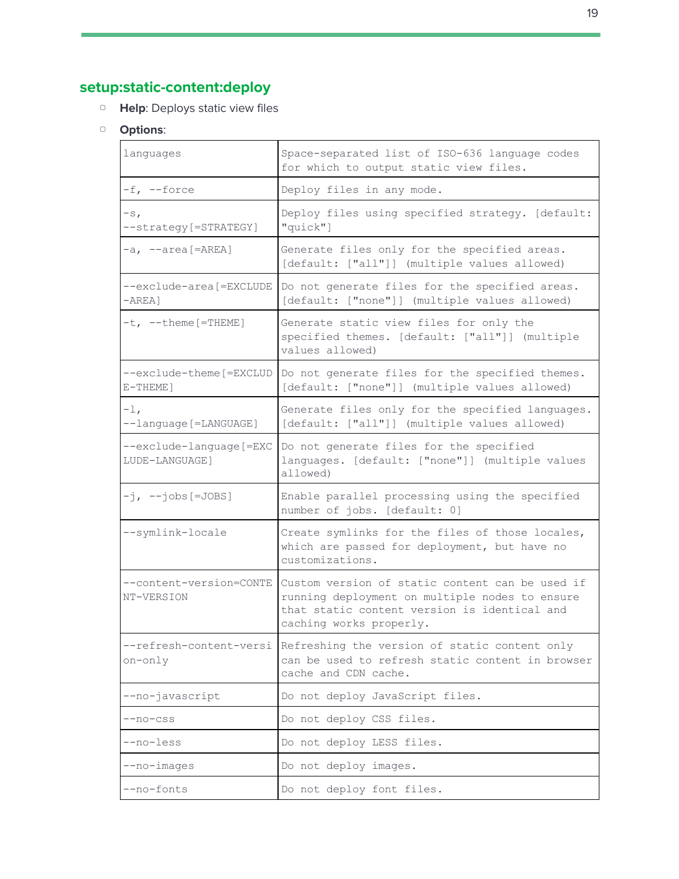## setup:static-content:deploy

- **Help**: Deploys static view files
- **Options**:

| | |
|---|---|
| languages | Space-separated list of ISO-636 language codes for which to output static view files. |
| -f, --force | Deploy files in any mode. |
| -s, --strategy[=STRATEGY] | Deploy files using specified strategy. [default: "quick"] |
| -a, --area[=AREA] | Generate files only for the specified areas. [default: ["all"]] (multiple values allowed) |
| --exclude-area[=EXCLUDE-AREA] | Do not generate files for the specified areas. [default: ["none"]] (multiple values allowed) |
| -t, --theme[=THEME] | Generate static view files for only the specified themes. [default: ["all"]] (multiple values allowed) |
| --exclude-theme[=EXCLUDE-THEME] | Do not generate files for the specified themes. [default: ["none"]] (multiple values allowed) |
| -l, --language[=LANGUAGE] | Generate files only for the specified languages. [default: ["all"]] (multiple values allowed) |
| --exclude-language[=EXCLUDE-LANGUAGE] | Do not generate files for the specified languages. [default: ["none"]] (multiple values allowed) |
| -j, --jobs[=JOBS] | Enable parallel processing using the specified number of jobs. [default: 0] |
| --symlink-locale | Create symlinks for the files of those locales, which are passed for deployment, but have no customizations. |
| --content-version=CONTENT-VERSION | Custom version of static content can be used if running deployment on multiple nodes to ensure that static content version is identical and caching works properly. |
| --refresh-content-version-only | Refreshing the version of static content only can be used to refresh static content in browser cache and CDN cache. |
| --no-javascript | Do not deploy JavaScript files. |
| --no-css | Do not deploy CSS files. |
| --no-less | Do not deploy LESS files. |
| --no-images | Do not deploy images. |
| --no-fonts | Do not deploy font files. |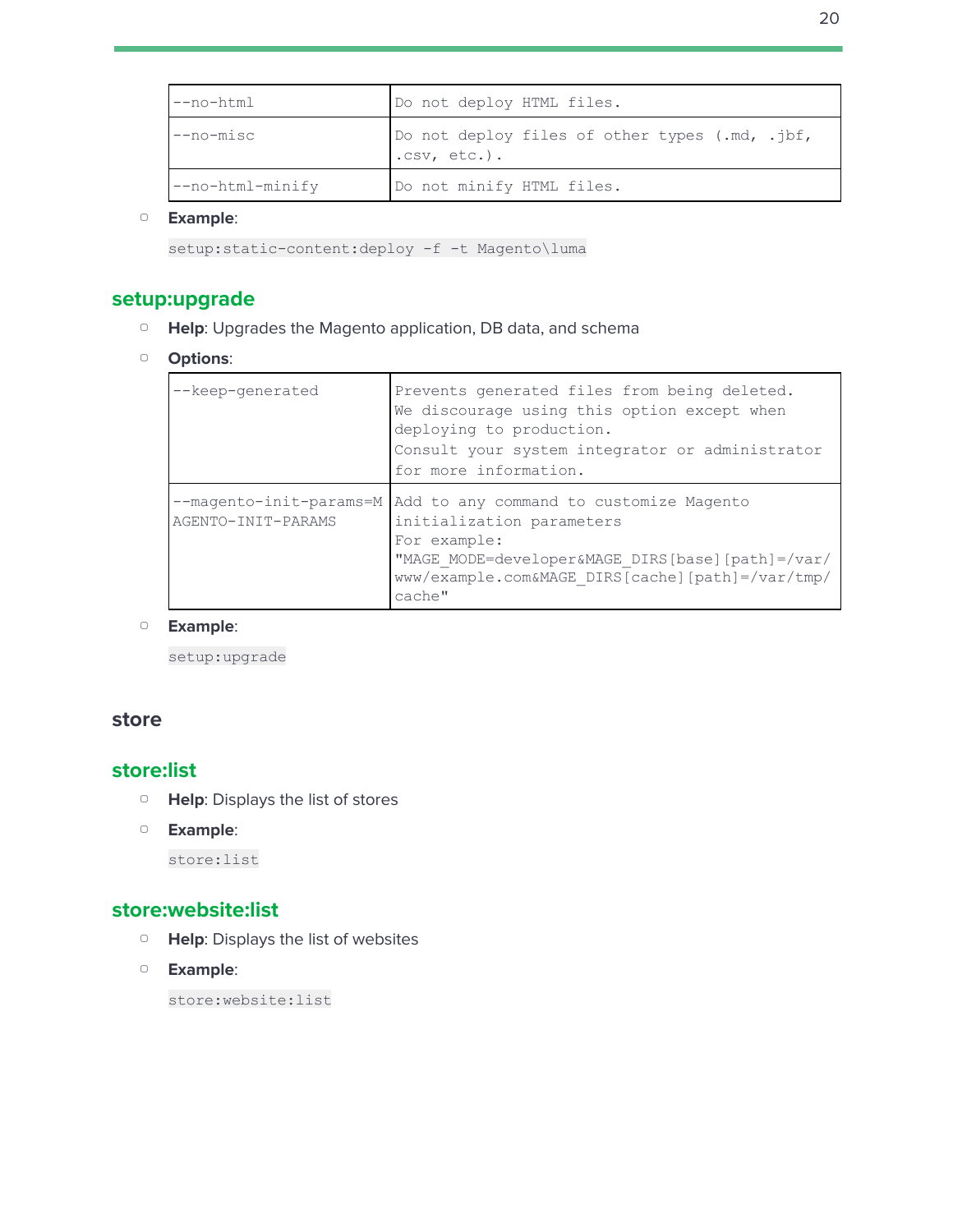| --no-html | Do not deploy HTML files. |
|---|---|
| --no-misc | Do not deploy files of other types (.md, .jbf, .csv, etc.). |
| --no-html-minify | Do not minify HTML files. |

- **Example**:

```
setup:static-content:deploy -f -t Magento\luma
```

## setup:upgrade

- **Help**: Upgrades the Magento application, DB data, and schema
- **Options**:

| --keep-generated | Prevents generated files from being deleted. We discourage using this option except when deploying to production. Consult your system integrator or administrator for more information. |
|---|---|
| --magento-init-params=MAGENTO-INIT-PARAMS | Add to any command to customize Magento initialization parameters For example: "MAGE_MODE=developer&MAGE_DIRS[base][path]=/var/www/example.com&MAGE_DIRS[cache][path]=/var/tmp/cache" |

- **Example**:

```
setup:upgrade
```

# store

## store:list

- **Help**: Displays the list of stores
- **Example**:

```
store:list
```

## store:website:list

- **Help**: Displays the list of websites
- **Example**:

```
store:website:list
```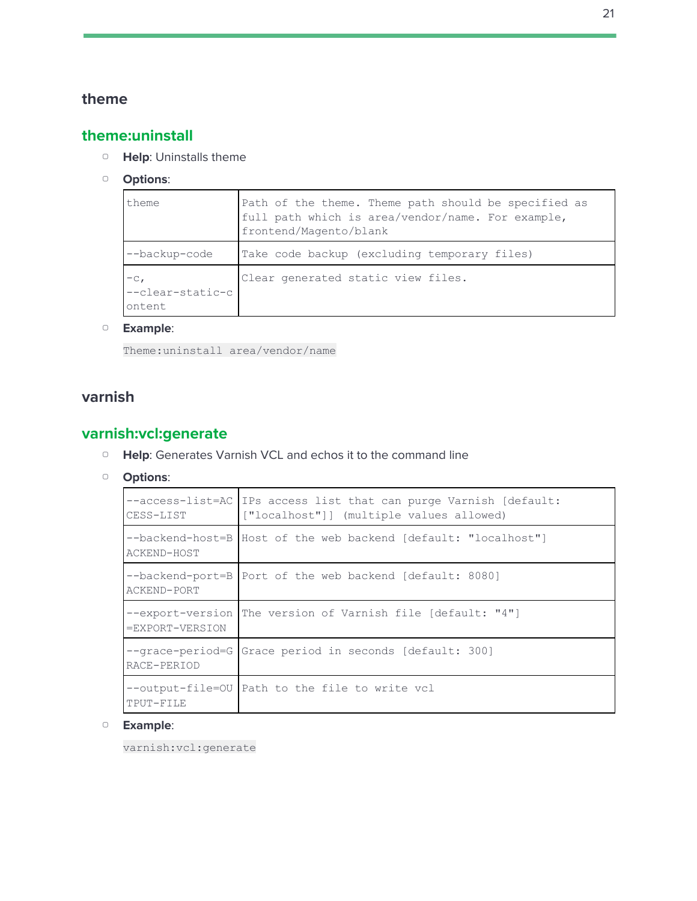## theme

### theme:uninstall

- **Help**: Uninstalls theme
- **Options**:

| | |
|---|---|
| theme | Path of the theme. Theme path should be specified as full path which is area/vendor/name. For example, frontend/Magento/blank |
| --backup-code | Take code backup (excluding temporary files) |
| -c, --clear-static-content | Clear generated static view files. |

- **Example**:

```
Theme:uninstall area/vendor/name
```

## varnish

### varnish:vcl:generate

- **Help**: Generates Varnish VCL and echos it to the command line
- **Options**:

| | |
|---|---|
| --access-list=ACCESS-LIST | IPs access list that can purge Varnish [default: ["localhost"]] (multiple values allowed) |
| --backend-host=BACKEND-HOST | Host of the web backend [default: "localhost"] |
| --backend-port=BACKEND-PORT | Port of the web backend [default: 8080] |
| --export-version=EXPORT-VERSION | The version of Varnish file [default: "4"] |
| --grace-period=GRACE-PERIOD | Grace period in seconds [default: 300] |
| --output-file=OUTPUT-FILE | Path to the file to write vcl |

- **Example**:

```
varnish:vcl:generate
```